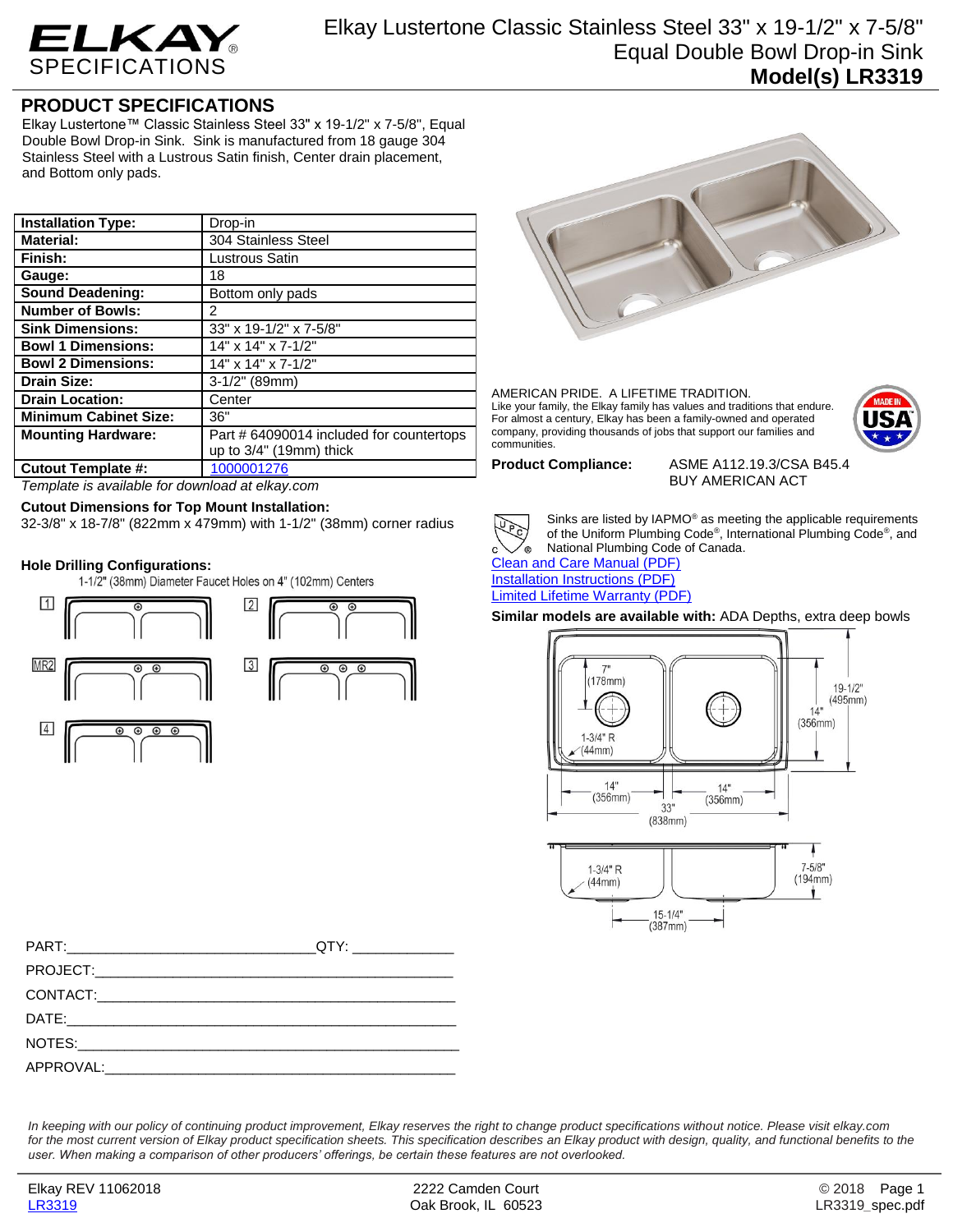# ELKAY SPECIFICATIONS

## Elkay Lustertone Classic Stainless Steel 33" x 19-1/2" x 7-5/8" Equal Double Bowl Drop-in Sink

**Model(s) LR3319**

## PRODUCT SPECIFICATIONS

Elkay Lustertone™ Classic Stainless Steel 33" x 19-1/2" x 7-5/8", Equal Double Bowl Drop-in Sink. Sink is manufactured from 18 gauge 304 Stainless Steel with a Lustrous Satin finish, Center drain placement, and Bottom only pads.

| | |
|---|---|
| **Installation Type:** | Drop-in |
| **Material:** | 304 Stainless Steel |
| **Finish:** | Lustrous Satin |
| **Gauge:** | 18 |
| **Sound Deadening:** | Bottom only pads |
| **Number of Bowls:** | 2 |
| **Sink Dimensions:** | 33" x 19-1/2" x 7-5/8" |
| **Bowl 1 Dimensions:** | 14" x 14" x 7-1/2" |
| **Bowl 2 Dimensions:** | 14" x 14" x 7-1/2" |
| **Drain Size:** | 3-1/2" (89mm) |
| **Drain Location:** | Center |
| **Minimum Cabinet Size:** | 36" |
| **Mounting Hardware:** | Part # 64090014 included for countertops up to 3/4" (19mm) thick |
| **Cutout Template #:** | 1000001276 |

*Template is available for download at elkay.com*

**Cutout Dimensions for Top Mount Installation:**
32-3/8" x 18-7/8" (822mm x 479mm) with 1-1/2" (38mm) corner radius

**Hole Drilling Configurations:**
1-1/2" (38mm) Diameter Faucet Holes on 4" (102mm) Centers

1, 2, MR2, 3, 4

AMERICAN PRIDE. A LIFETIME TRADITION.
Like your family, the Elkay family has values and traditions that endure. For almost a century, Elkay has been a family-owned and operated company, providing thousands of jobs that support our families and communities.

MADE IN USA

**Product Compliance:** ASME A112.19.3/CSA B45.4
BUY AMERICAN ACT

Sinks are listed by IAPMO® as meeting the applicable requirements of the Uniform Plumbing Code®, International Plumbing Code®, and National Plumbing Code of Canada.

Clean and Care Manual (PDF)
Installation Instructions (PDF)
Limited Lifetime Warranty (PDF)

**Similar models are available with:** ADA Depths, extra deep bowls

7" (178mm)
19-1/2" (495mm)
14" (356mm)
1-3/4" R (44mm)
14" (356mm)
14" (356mm)
33" (838mm)
1-3/4" R (44mm)
7-5/8" (194mm)
15-1/4" (387mm)

PART:\_\_\_\_\_\_\_\_\_\_\_\_\_\_\_\_\_\_\_\_\_\_\_\_\_\_\_\_ QTY: \_\_\_\_\_\_\_\_\_\_\_\_
PROJECT:\_\_\_\_\_\_\_\_\_\_\_\_\_\_\_\_\_\_\_\_\_\_\_\_\_\_\_\_\_\_\_\_\_\_\_\_\_\_\_\_
CONTACT:\_\_\_\_\_\_\_\_\_\_\_\_\_\_\_\_\_\_\_\_\_\_\_\_\_\_\_\_\_\_\_\_\_\_\_\_\_\_\_\_
DATE:\_\_\_\_\_\_\_\_\_\_\_\_\_\_\_\_\_\_\_\_\_\_\_\_\_\_\_\_\_\_\_\_\_\_\_\_\_\_\_\_\_\_\_
NOTES:\_\_\_\_\_\_\_\_\_\_\_\_\_\_\_\_\_\_\_\_\_\_\_\_\_\_\_\_\_\_\_\_\_\_\_\_\_\_\_\_\_\_
APPROVAL:\_\_\_\_\_\_\_\_\_\_\_\_\_\_\_\_\_\_\_\_\_\_\_\_\_\_\_\_\_\_\_\_\_\_\_\_\_\_\_

*In keeping with our policy of continuing product improvement, Elkay reserves the right to change product specifications without notice. Please visit elkay.com for the most current version of Elkay product specification sheets. This specification describes an Elkay product with design, quality, and functional benefits to the user. When making a comparison of other producers' offerings, be certain these features are not overlooked.*

Elkay REV 11062018
LR3319

2222 Camden Court
Oak Brook, IL 60523

© 2018
LR3319_spec.pdf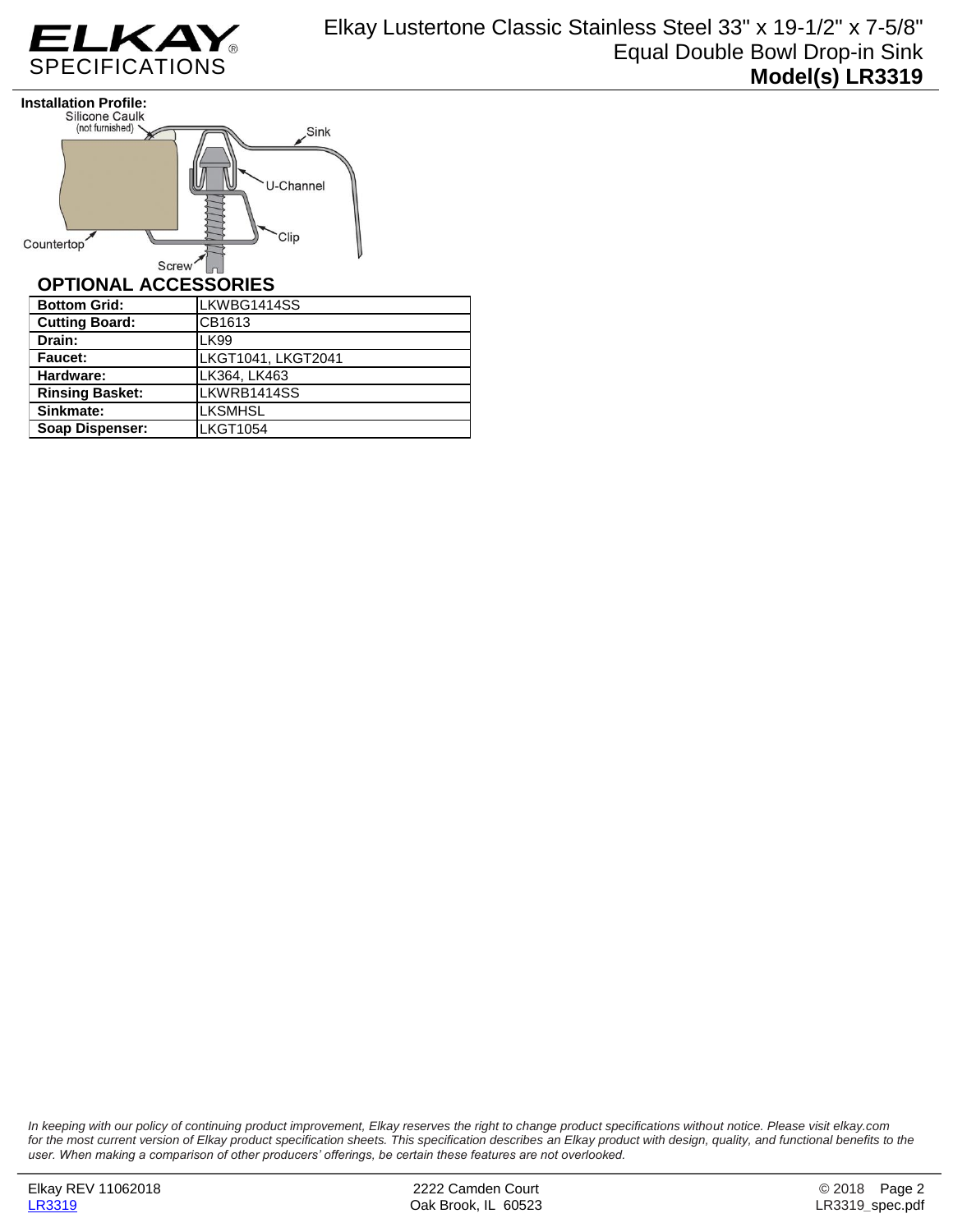# Elkay Lustertone Classic Stainless Steel 33" x 19-1/2" x 7-5/8" Equal Double Bowl Drop-in Sink

## Model(s) LR3319

**Installation Profile:**

Silicone Caulk (not furnished)

Sink

U-Channel

Clip

Countertop

Screw

## OPTIONAL ACCESSORIES

| | |
|---|---|
| **Bottom Grid:** | LKWBG1414SS |
| **Cutting Board:** | CB1613 |
| **Drain:** | LK99 |
| **Faucet:** | LKGT1041, LKGT2041 |
| **Hardware:** | LK364, LK463 |
| **Rinsing Basket:** | LKWRB1414SS |
| **Sinkmate:** | LKSMHSL |
| **Soap Dispenser:** | LKGT1054 |

*In keeping with our policy of continuing product improvement, Elkay reserves the right to change product specifications without notice. Please visit elkay.com for the most current version of Elkay product specification sheets. This specification describes an Elkay product with design, quality, and functional benefits to the user. When making a comparison of other producers' offerings, be certain these features are not overlooked.*

Elkay REV 11062018
LR3319

2222 Camden Court
Oak Brook, IL 60523

© 2018
LR3319_spec.pdf